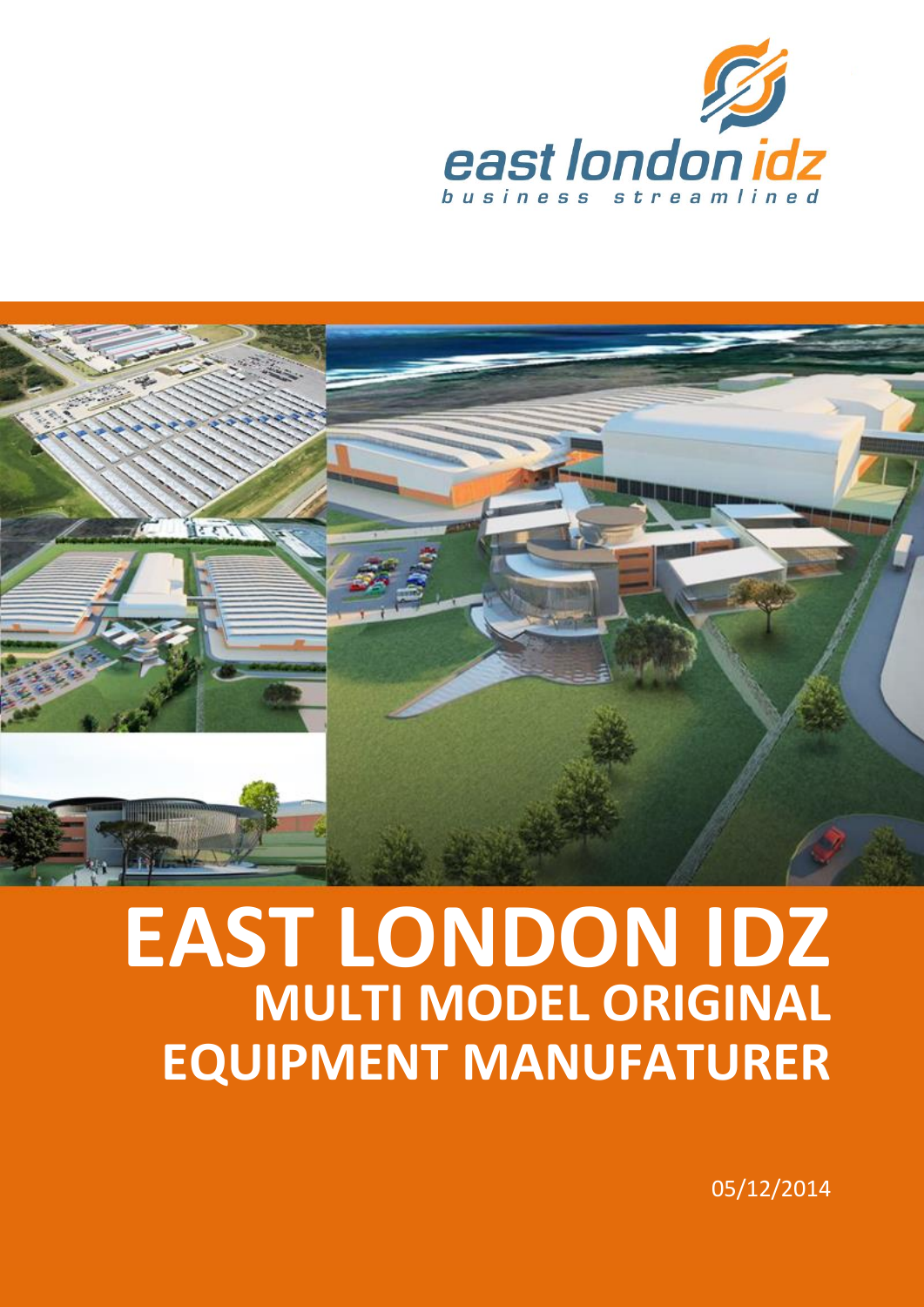east london idz

business streamlined

# EAST LONDON IDZ

## MULTI MODEL ORIGINAL EQUIPMENT MANUFATURER

05/12/2014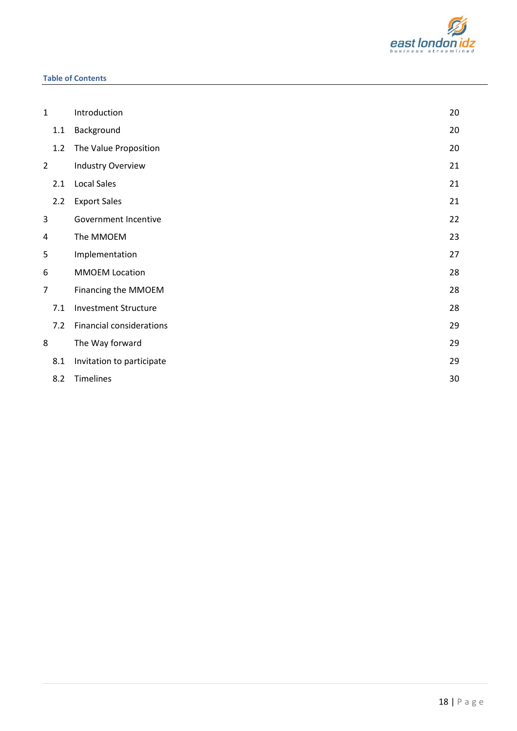**Table of Contents**

| | | |
|---|---|---|
| 1 | Introduction | 20 |
| 1.1 | Background | 20 |
| 1.2 | The Value Proposition | 20 |
| 2 | Industry Overview | 21 |
| 2.1 | Local Sales | 21 |
| 2.2 | Export Sales | 21 |
| 3 | Government Incentive | 22 |
| 4 | The MMOEM | 23 |
| 5 | Implementation | 27 |
| 6 | MMOEM Location | 28 |
| 7 | Financing the MMOEM | 28 |
| 7.1 | Investment Structure | 28 |
| 7.2 | Financial considerations | 29 |
| 8 | The Way forward | 29 |
| 8.1 | Invitation to participate | 29 |
| 8.2 | Timelines | 30 |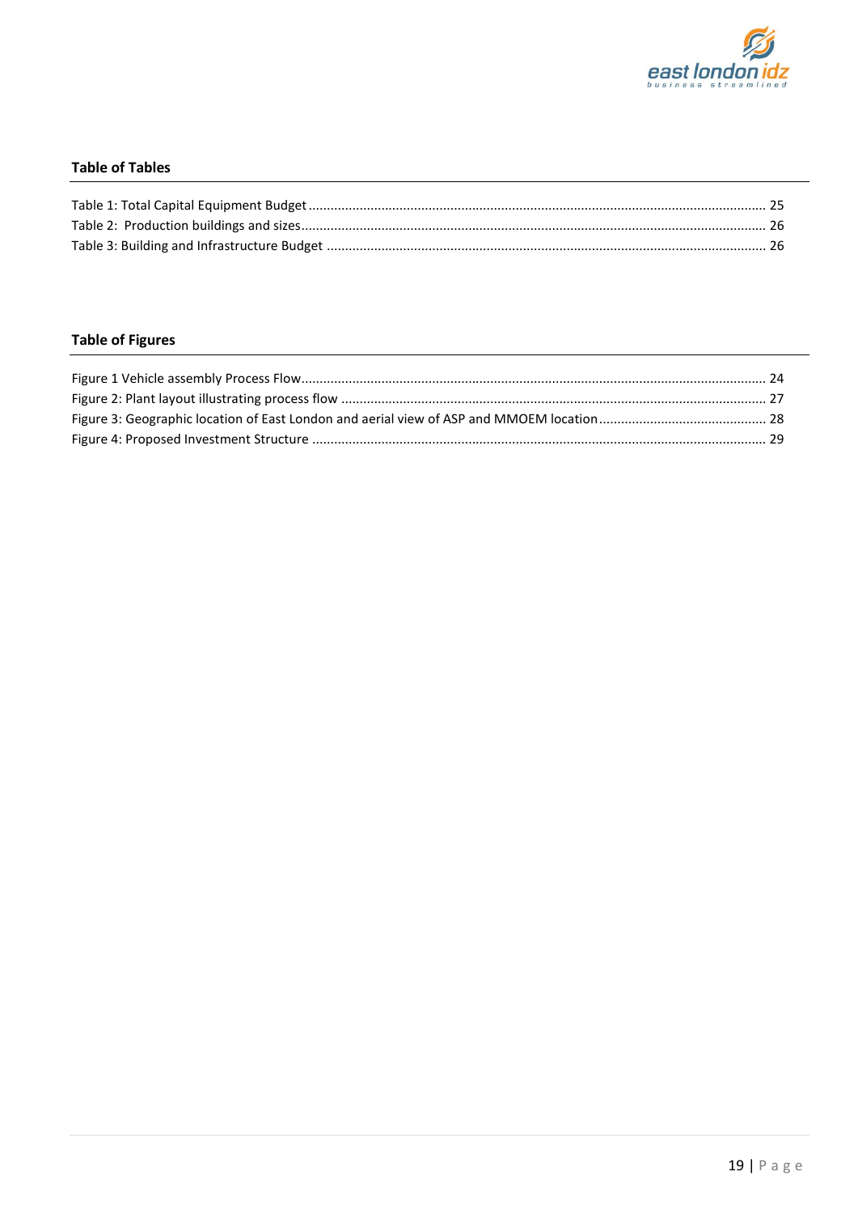## Table of Tables

Table 1: Total Capital Equipment Budget ............................................................................................................................ 25

Table 2: Production buildings and sizes ............................................................................................................................. 26

Table 3: Building and Infrastructure Budget ....................................................................................................................... 26

## Table of Figures

Figure 1 Vehicle assembly Process Flow ............................................................................................................................ 24

Figure 2: Plant layout illustrating process flow .................................................................................................................. 27

Figure 3: Geographic location of East London and aerial view of ASP and MMOEM location ............................................. 28

Figure 4: Proposed Investment Structure ........................................................................................................................... 29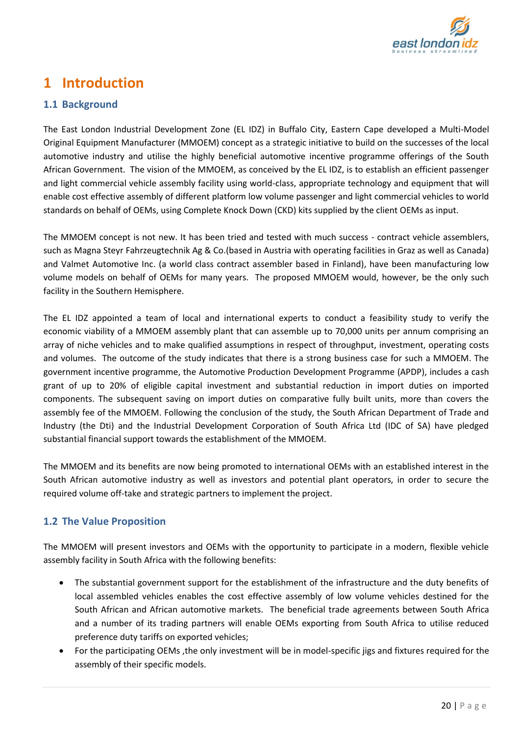# 1 Introduction

## 1.1 Background

The East London Industrial Development Zone (EL IDZ) in Buffalo City, Eastern Cape developed a Multi-Model Original Equipment Manufacturer (MMOEM) concept as a strategic initiative to build on the successes of the local automotive industry and utilise the highly beneficial automotive incentive programme offerings of the South African Government. The vision of the MMOEM, as conceived by the EL IDZ, is to establish an efficient passenger and light commercial vehicle assembly facility using world-class, appropriate technology and equipment that will enable cost effective assembly of different platform low volume passenger and light commercial vehicles to world standards on behalf of OEMs, using Complete Knock Down (CKD) kits supplied by the client OEMs as input.

The MMOEM concept is not new. It has been tried and tested with much success - contract vehicle assemblers, such as Magna Steyr Fahrzeugtechnik Ag & Co.(based in Austria with operating facilities in Graz as well as Canada) and Valmet Automotive Inc. (a world class contract assembler based in Finland), have been manufacturing low volume models on behalf of OEMs for many years. The proposed MMOEM would, however, be the only such facility in the Southern Hemisphere.

The EL IDZ appointed a team of local and international experts to conduct a feasibility study to verify the economic viability of a MMOEM assembly plant that can assemble up to 70,000 units per annum comprising an array of niche vehicles and to make qualified assumptions in respect of throughput, investment, operating costs and volumes. The outcome of the study indicates that there is a strong business case for such a MMOEM. The government incentive programme, the Automotive Production Development Programme (APDP), includes a cash grant of up to 20% of eligible capital investment and substantial reduction in import duties on imported components. The subsequent saving on import duties on comparative fully built units, more than covers the assembly fee of the MMOEM. Following the conclusion of the study, the South African Department of Trade and Industry (the Dti) and the Industrial Development Corporation of South Africa Ltd (IDC of SA) have pledged substantial financial support towards the establishment of the MMOEM.

The MMOEM and its benefits are now being promoted to international OEMs with an established interest in the South African automotive industry as well as investors and potential plant operators, in order to secure the required volume off-take and strategic partners to implement the project.

## 1.2 The Value Proposition

The MMOEM will present investors and OEMs with the opportunity to participate in a modern, flexible vehicle assembly facility in South Africa with the following benefits:

- The substantial government support for the establishment of the infrastructure and the duty benefits of local assembled vehicles enables the cost effective assembly of low volume vehicles destined for the South African and African automotive markets. The beneficial trade agreements between South Africa and a number of its trading partners will enable OEMs exporting from South Africa to utilise reduced preference duty tariffs on exported vehicles;
- For the participating OEMs ,the only investment will be in model-specific jigs and fixtures required for the assembly of their specific models.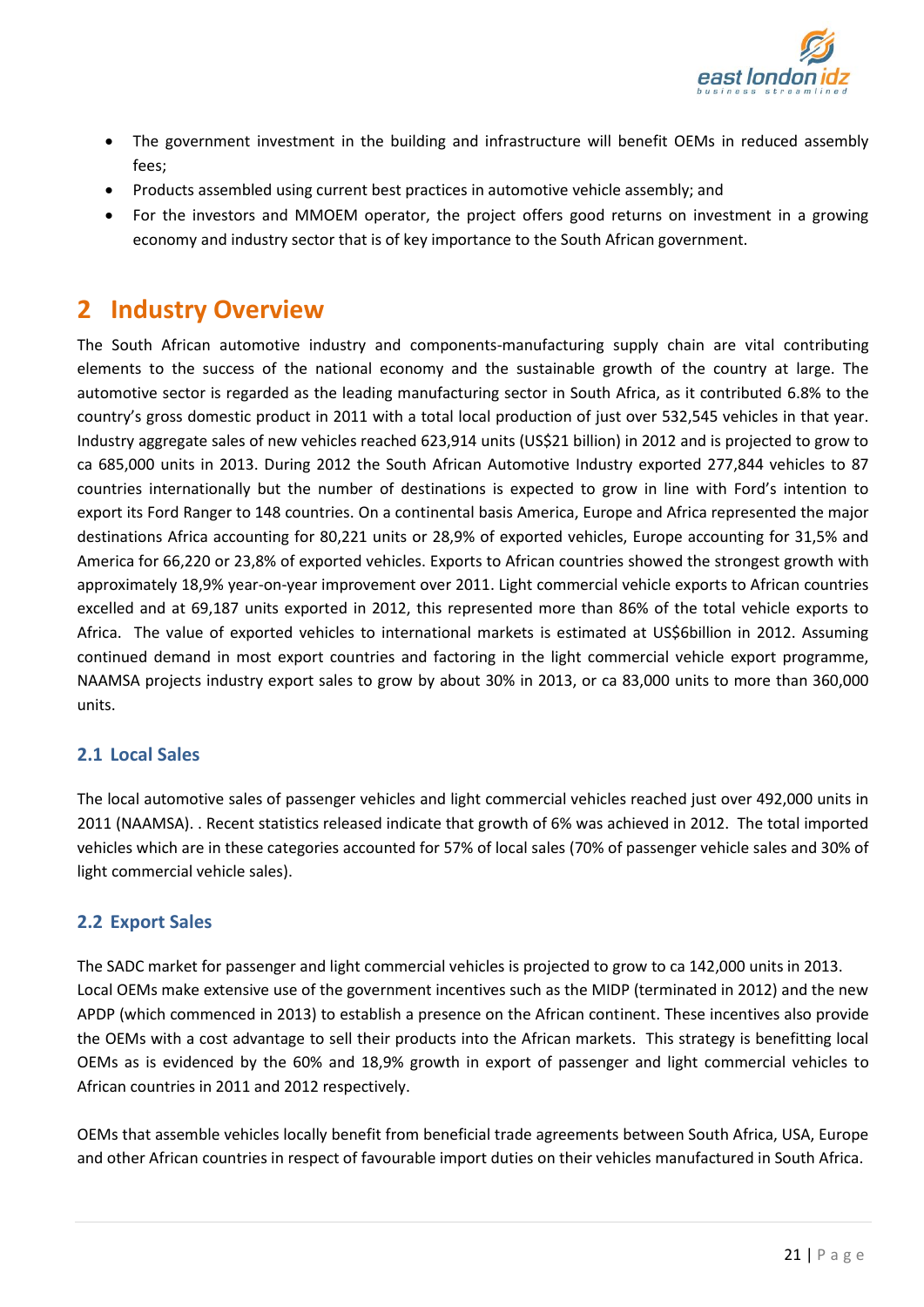- The government investment in the building and infrastructure will benefit OEMs in reduced assembly fees;
- Products assembled using current best practices in automotive vehicle assembly; and
- For the investors and MMOEM operator, the project offers good returns on investment in a growing economy and industry sector that is of key importance to the South African government.

# 2 Industry Overview

The South African automotive industry and components-manufacturing supply chain are vital contributing elements to the success of the national economy and the sustainable growth of the country at large. The automotive sector is regarded as the leading manufacturing sector in South Africa, as it contributed 6.8% to the country's gross domestic product in 2011 with a total local production of just over 532,545 vehicles in that year. Industry aggregate sales of new vehicles reached 623,914 units (US$21 billion) in 2012 and is projected to grow to ca 685,000 units in 2013. During 2012 the South African Automotive Industry exported 277,844 vehicles to 87 countries internationally but the number of destinations is expected to grow in line with Ford's intention to export its Ford Ranger to 148 countries. On a continental basis America, Europe and Africa represented the major destinations Africa accounting for 80,221 units or 28,9% of exported vehicles, Europe accounting for 31,5% and America for 66,220 or 23,8% of exported vehicles. Exports to African countries showed the strongest growth with approximately 18,9% year-on-year improvement over 2011. Light commercial vehicle exports to African countries excelled and at 69,187 units exported in 2012, this represented more than 86% of the total vehicle exports to Africa. The value of exported vehicles to international markets is estimated at US$6billion in 2012. Assuming continued demand in most export countries and factoring in the light commercial vehicle export programme, NAAMSA projects industry export sales to grow by about 30% in 2013, or ca 83,000 units to more than 360,000 units.

## 2.1 Local Sales

The local automotive sales of passenger vehicles and light commercial vehicles reached just over 492,000 units in 2011 (NAAMSA). . Recent statistics released indicate that growth of 6% was achieved in 2012. The total imported vehicles which are in these categories accounted for 57% of local sales (70% of passenger vehicle sales and 30% of light commercial vehicle sales).

## 2.2 Export Sales

The SADC market for passenger and light commercial vehicles is projected to grow to ca 142,000 units in 2013. Local OEMs make extensive use of the government incentives such as the MIDP (terminated in 2012) and the new APDP (which commenced in 2013) to establish a presence on the African continent. These incentives also provide the OEMs with a cost advantage to sell their products into the African markets. This strategy is benefitting local OEMs as is evidenced by the 60% and 18,9% growth in export of passenger and light commercial vehicles to African countries in 2011 and 2012 respectively.

OEMs that assemble vehicles locally benefit from beneficial trade agreements between South Africa, USA, Europe and other African countries in respect of favourable import duties on their vehicles manufactured in South Africa.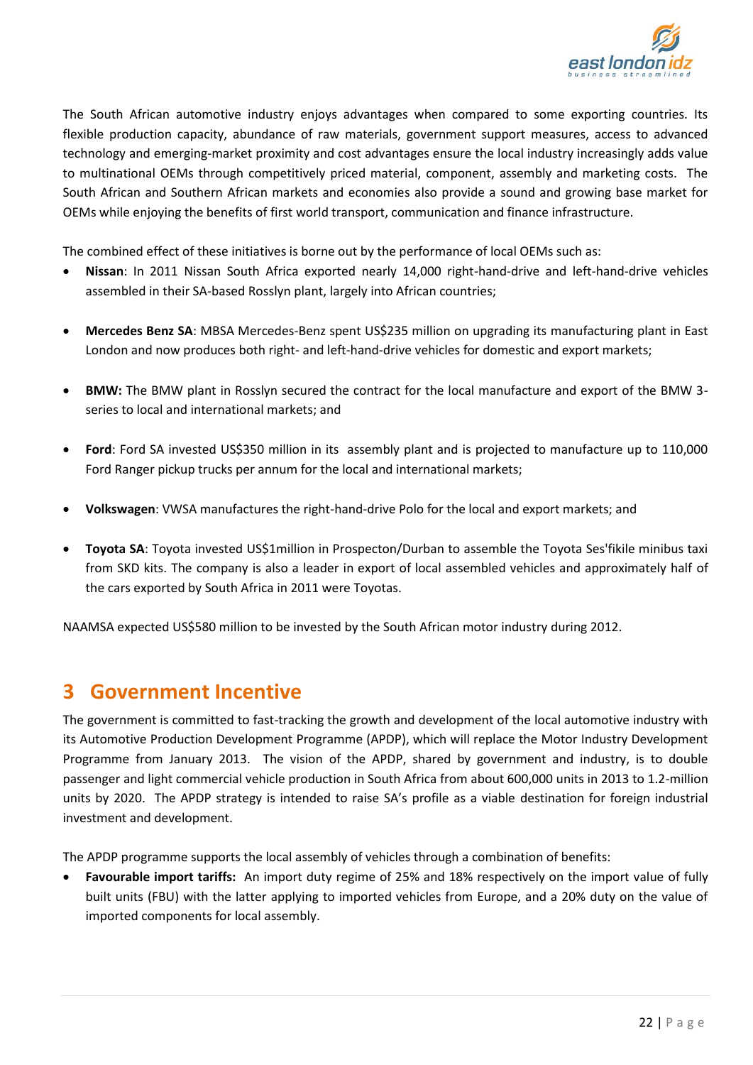The South African automotive industry enjoys advantages when compared to some exporting countries. Its flexible production capacity, abundance of raw materials, government support measures, access to advanced technology and emerging-market proximity and cost advantages ensure the local industry increasingly adds value to multinational OEMs through competitively priced material, component, assembly and marketing costs. The South African and Southern African markets and economies also provide a sound and growing base market for OEMs while enjoying the benefits of first world transport, communication and finance infrastructure.

The combined effect of these initiatives is borne out by the performance of local OEMs such as:

- **Nissan**: In 2011 Nissan South Africa exported nearly 14,000 right-hand-drive and left-hand-drive vehicles assembled in their SA-based Rosslyn plant, largely into African countries;
- **Mercedes Benz SA**: MBSA Mercedes-Benz spent US$235 million on upgrading its manufacturing plant in East London and now produces both right- and left-hand-drive vehicles for domestic and export markets;
- **BMW:** The BMW plant in Rosslyn secured the contract for the local manufacture and export of the BMW 3-series to local and international markets; and
- **Ford**: Ford SA invested US$350 million in its assembly plant and is projected to manufacture up to 110,000 Ford Ranger pickup trucks per annum for the local and international markets;
- **Volkswagen**: VWSA manufactures the right-hand-drive Polo for the local and export markets; and
- **Toyota SA**: Toyota invested US$1million in Prospecton/Durban to assemble the Toyota Ses'fikile minibus taxi from SKD kits. The company is also a leader in export of local assembled vehicles and approximately half of the cars exported by South Africa in 2011 were Toyotas.

NAAMSA expected US$580 million to be invested by the South African motor industry during 2012.

# 3 Government Incentive

The government is committed to fast-tracking the growth and development of the local automotive industry with its Automotive Production Development Programme (APDP), which will replace the Motor Industry Development Programme from January 2013. The vision of the APDP, shared by government and industry, is to double passenger and light commercial vehicle production in South Africa from about 600,000 units in 2013 to 1.2-million units by 2020. The APDP strategy is intended to raise SA's profile as a viable destination for foreign industrial investment and development.

The APDP programme supports the local assembly of vehicles through a combination of benefits:

- **Favourable import tariffs:** An import duty regime of 25% and 18% respectively on the import value of fully built units (FBU) with the latter applying to imported vehicles from Europe, and a 20% duty on the value of imported components for local assembly.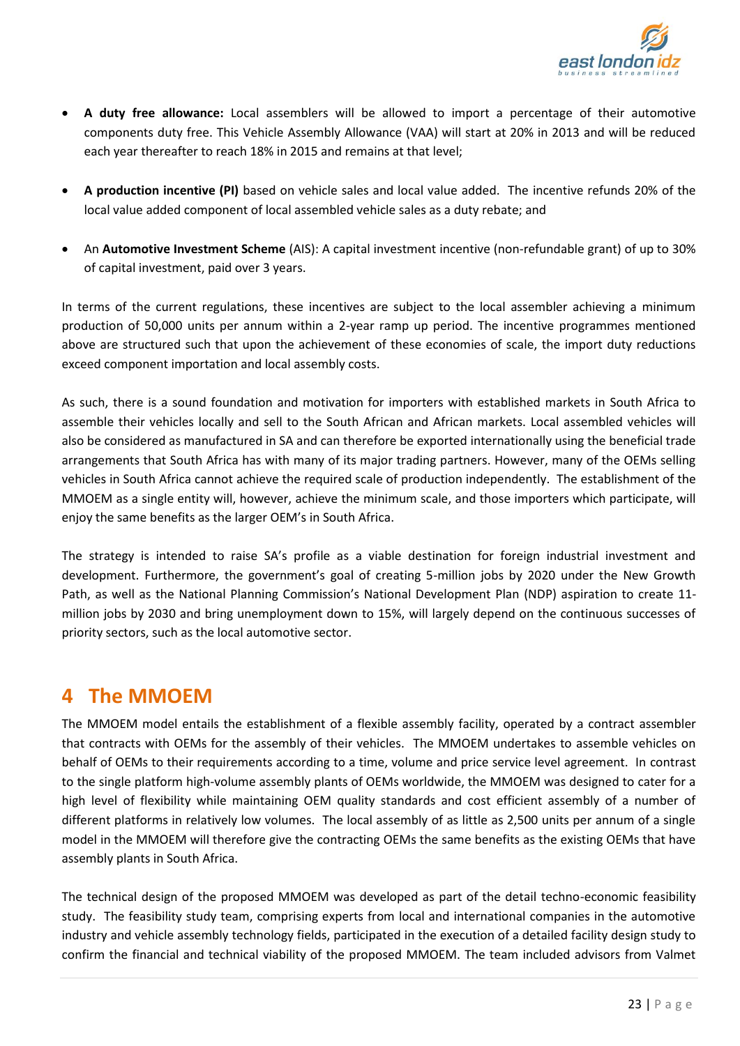- **A duty free allowance:** Local assemblers will be allowed to import a percentage of their automotive components duty free. This Vehicle Assembly Allowance (VAA) will start at 20% in 2013 and will be reduced each year thereafter to reach 18% in 2015 and remains at that level;

- **A production incentive (PI)** based on vehicle sales and local value added. The incentive refunds 20% of the local value added component of local assembled vehicle sales as a duty rebate; and

- An **Automotive Investment Scheme** (AIS): A capital investment incentive (non-refundable grant) of up to 30% of capital investment, paid over 3 years.

In terms of the current regulations, these incentives are subject to the local assembler achieving a minimum production of 50,000 units per annum within a 2-year ramp up period. The incentive programmes mentioned above are structured such that upon the achievement of these economies of scale, the import duty reductions exceed component importation and local assembly costs.

As such, there is a sound foundation and motivation for importers with established markets in South Africa to assemble their vehicles locally and sell to the South African and African markets. Local assembled vehicles will also be considered as manufactured in SA and can therefore be exported internationally using the beneficial trade arrangements that South Africa has with many of its major trading partners. However, many of the OEMs selling vehicles in South Africa cannot achieve the required scale of production independently. The establishment of the MMOEM as a single entity will, however, achieve the minimum scale, and those importers which participate, will enjoy the same benefits as the larger OEM's in South Africa.

The strategy is intended to raise SA's profile as a viable destination for foreign industrial investment and development. Furthermore, the government's goal of creating 5-million jobs by 2020 under the New Growth Path, as well as the National Planning Commission's National Development Plan (NDP) aspiration to create 11-million jobs by 2030 and bring unemployment down to 15%, will largely depend on the continuous successes of priority sectors, such as the local automotive sector.

# 4 The MMOEM

The MMOEM model entails the establishment of a flexible assembly facility, operated by a contract assembler that contracts with OEMs for the assembly of their vehicles. The MMOEM undertakes to assemble vehicles on behalf of OEMs to their requirements according to a time, volume and price service level agreement. In contrast to the single platform high-volume assembly plants of OEMs worldwide, the MMOEM was designed to cater for a high level of flexibility while maintaining OEM quality standards and cost efficient assembly of a number of different platforms in relatively low volumes. The local assembly of as little as 2,500 units per annum of a single model in the MMOEM will therefore give the contracting OEMs the same benefits as the existing OEMs that have assembly plants in South Africa.

The technical design of the proposed MMOEM was developed as part of the detail techno-economic feasibility study. The feasibility study team, comprising experts from local and international companies in the automotive industry and vehicle assembly technology fields, participated in the execution of a detailed facility design study to confirm the financial and technical viability of the proposed MMOEM. The team included advisors from Valmet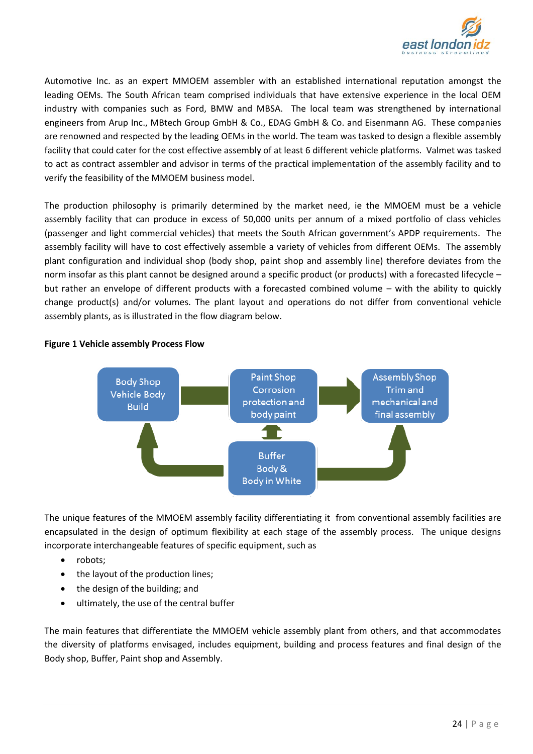Automotive Inc. as an expert MMOEM assembler with an established international reputation amongst the leading OEMs. The South African team comprised individuals that have extensive experience in the local OEM industry with companies such as Ford, BMW and MBSA. The local team was strengthened by international engineers from Arup Inc., MBtech Group GmbH & Co., EDAG GmbH & Co. and Eisenmann AG. These companies are renowned and respected by the leading OEMs in the world. The team was tasked to design a flexible assembly facility that could cater for the cost effective assembly of at least 6 different vehicle platforms. Valmet was tasked to act as contract assembler and advisor in terms of the practical implementation of the assembly facility and to verify the feasibility of the MMOEM business model.

The production philosophy is primarily determined by the market need, ie the MMOEM must be a vehicle assembly facility that can produce in excess of 50,000 units per annum of a mixed portfolio of class vehicles (passenger and light commercial vehicles) that meets the South African government's APDP requirements. The assembly facility will have to cost effectively assemble a variety of vehicles from different OEMs. The assembly plant configuration and individual shop (body shop, paint shop and assembly line) therefore deviates from the norm insofar as this plant cannot be designed around a specific product (or products) with a forecasted lifecycle – but rather an envelope of different products with a forecasted combined volume – with the ability to quickly change product(s) and/or volumes. The plant layout and operations do not differ from conventional vehicle assembly plants, as is illustrated in the flow diagram below.

**Figure 1 Vehicle assembly Process Flow**

Body Shop Vehicle Body Build → Paint Shop Corrosion protection and body paint → Assembly Shop Trim and mechanical and final assembly

Buffer Body & Body in White

The unique features of the MMOEM assembly facility differentiating it from conventional assembly facilities are encapsulated in the design of optimum flexibility at each stage of the assembly process. The unique designs incorporate interchangeable features of specific equipment, such as

- robots;
- the layout of the production lines;
- the design of the building; and
- ultimately, the use of the central buffer

The main features that differentiate the MMOEM vehicle assembly plant from others, and that accommodates the diversity of platforms envisaged, includes equipment, building and process features and final design of the Body shop, Buffer, Paint shop and Assembly.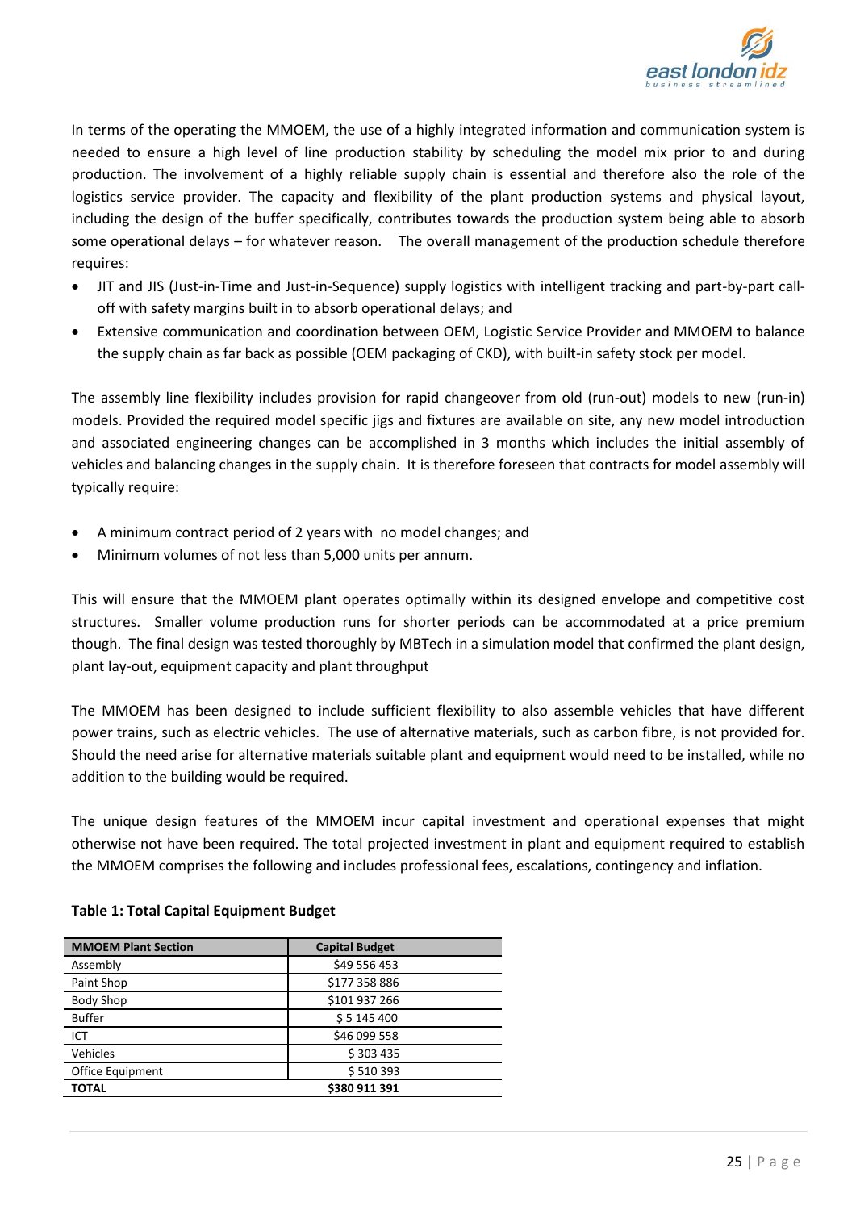In terms of the operating the MMOEM, the use of a highly integrated information and communication system is needed to ensure a high level of line production stability by scheduling the model mix prior to and during production. The involvement of a highly reliable supply chain is essential and therefore also the role of the logistics service provider. The capacity and flexibility of the plant production systems and physical layout, including the design of the buffer specifically, contributes towards the production system being able to absorb some operational delays – for whatever reason. The overall management of the production schedule therefore requires:

- JIT and JIS (Just-in-Time and Just-in-Sequence) supply logistics with intelligent tracking and part-by-part call-off with safety margins built in to absorb operational delays; and
- Extensive communication and coordination between OEM, Logistic Service Provider and MMOEM to balance the supply chain as far back as possible (OEM packaging of CKD), with built-in safety stock per model.

The assembly line flexibility includes provision for rapid changeover from old (run-out) models to new (run-in) models. Provided the required model specific jigs and fixtures are available on site, any new model introduction and associated engineering changes can be accomplished in 3 months which includes the initial assembly of vehicles and balancing changes in the supply chain. It is therefore foreseen that contracts for model assembly will typically require:

- A minimum contract period of 2 years with no model changes; and
- Minimum volumes of not less than 5,000 units per annum.

This will ensure that the MMOEM plant operates optimally within its designed envelope and competitive cost structures. Smaller volume production runs for shorter periods can be accommodated at a price premium though. The final design was tested thoroughly by MBTech in a simulation model that confirmed the plant design, plant lay-out, equipment capacity and plant throughput

The MMOEM has been designed to include sufficient flexibility to also assemble vehicles that have different power trains, such as electric vehicles. The use of alternative materials, such as carbon fibre, is not provided for. Should the need arise for alternative materials suitable plant and equipment would need to be installed, while no addition to the building would be required.

The unique design features of the MMOEM incur capital investment and operational expenses that might otherwise not have been required. The total projected investment in plant and equipment required to establish the MMOEM comprises the following and includes professional fees, escalations, contingency and inflation.

**Table 1: Total Capital Equipment Budget**

| MMOEM Plant Section | Capital Budget |
|---|---|
| Assembly | $49 556 453 |
| Paint Shop | $177 358 886 |
| Body Shop | $101 937 266 |
| Buffer | $ 5 145 400 |
| ICT | $46 099 558 |
| Vehicles | $ 303 435 |
| Office Equipment | $ 510 393 |
| **TOTAL** | **$380 911 391** |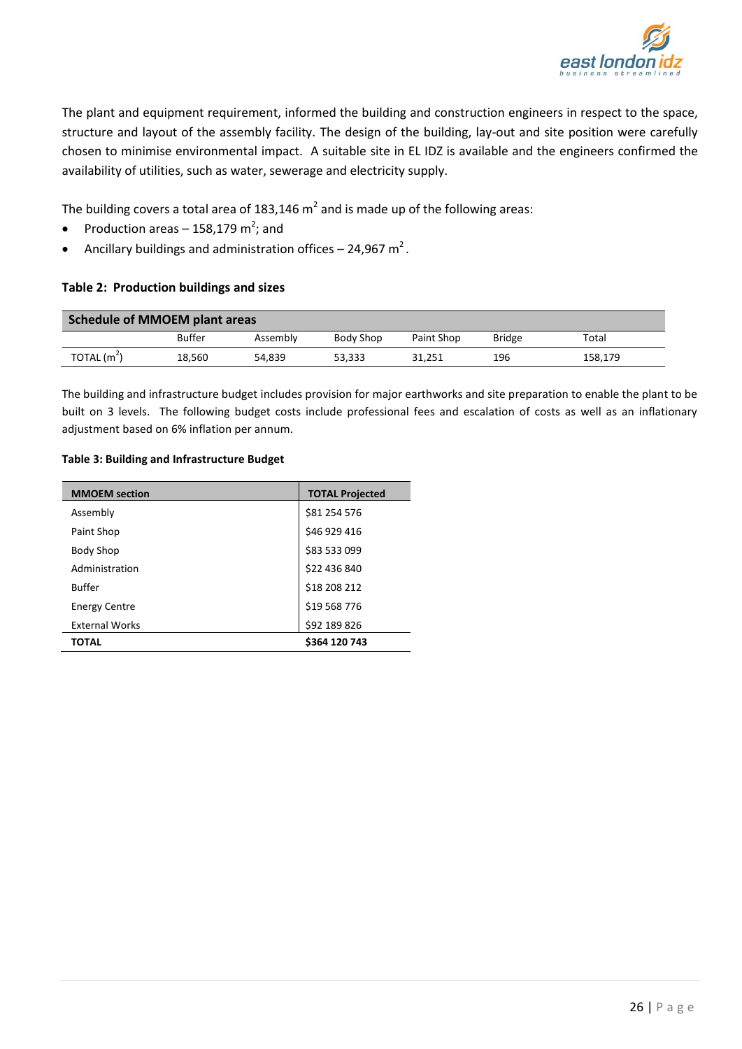The plant and equipment requirement, informed the building and construction engineers in respect to the space, structure and layout of the assembly facility. The design of the building, lay-out and site position were carefully chosen to minimise environmental impact. A suitable site in EL IDZ is available and the engineers confirmed the availability of utilities, such as water, sewerage and electricity supply.

The building covers a total area of 183,146 $m^2$ and is made up of the following areas:

- Production areas – 158,179 $m^2$; and
- Ancillary buildings and administration offices – 24,967 $m^2$.

**Table 2: Production buildings and sizes**

| Schedule of MMOEM plant areas | | | | | | |
|---|---|---|---|---|---|---|
| | Buffer | Assembly | Body Shop | Paint Shop | Bridge | Total |
| TOTAL ($m^2$) | 18,560 | 54,839 | 53,333 | 31,251 | 196 | 158,179 |

The building and infrastructure budget includes provision for major earthworks and site preparation to enable the plant to be built on 3 levels. The following budget costs include professional fees and escalation of costs as well as an inflationary adjustment based on 6% inflation per annum.

**Table 3: Building and Infrastructure Budget**

| MMOEM section | TOTAL Projected |
|---|---|
| Assembly | $81 254 576 |
| Paint Shop | $46 929 416 |
| Body Shop | $83 533 099 |
| Administration | $22 436 840 |
| Buffer | $18 208 212 |
| Energy Centre | $19 568 776 |
| External Works | $92 189 826 |
| **TOTAL** | **$364 120 743** |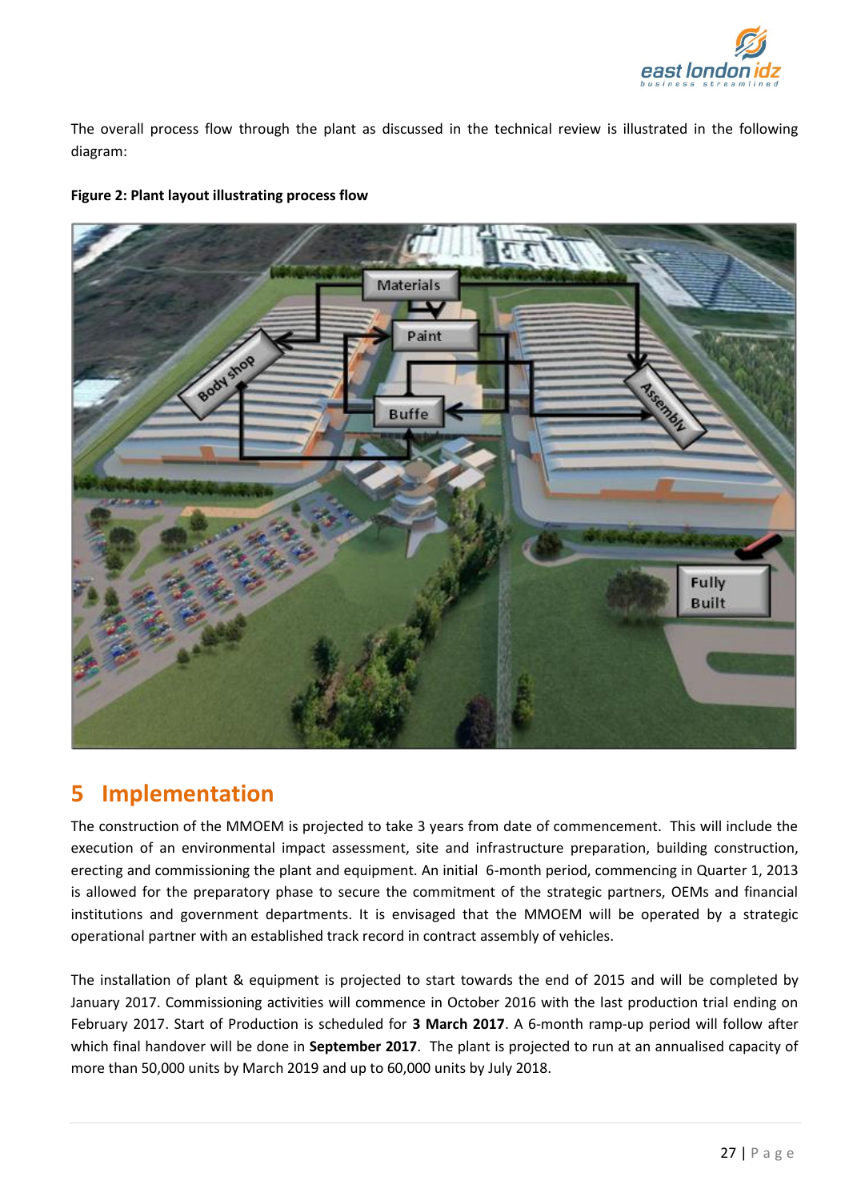The overall process flow through the plant as discussed in the technical review is illustrated in the following diagram:

**Figure 2: Plant layout illustrating process flow**

## 5 Implementation

The construction of the MMOEM is projected to take 3 years from date of commencement. This will include the execution of an environmental impact assessment, site and infrastructure preparation, building construction, erecting and commissioning the plant and equipment. An initial 6-month period, commencing in Quarter 1, 2013 is allowed for the preparatory phase to secure the commitment of the strategic partners, OEMs and financial institutions and government departments. It is envisaged that the MMOEM will be operated by a strategic operational partner with an established track record in contract assembly of vehicles.

The installation of plant & equipment is projected to start towards the end of 2015 and will be completed by January 2017. Commissioning activities will commence in October 2016 with the last production trial ending on February 2017. Start of Production is scheduled for **3 March 2017**. A 6-month ramp-up period will follow after which final handover will be done in **September 2017**. The plant is projected to run at an annualised capacity of more than 50,000 units by March 2019 and up to 60,000 units by July 2018.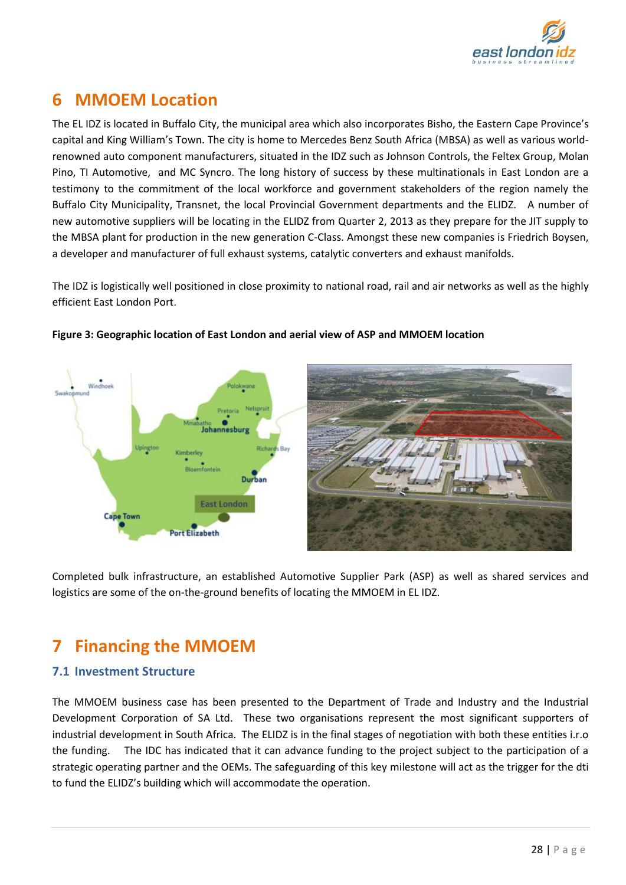# 6 MMOEM Location

The EL IDZ is located in Buffalo City, the municipal area which also incorporates Bisho, the Eastern Cape Province's capital and King William's Town. The city is home to Mercedes Benz South Africa (MBSA) as well as various world-renowned auto component manufacturers, situated in the IDZ such as Johnson Controls, the Feltex Group, Molan Pino, TI Automotive, and MC Syncro. The long history of success by these multinationals in East London are a testimony to the commitment of the local workforce and government stakeholders of the region namely the Buffalo City Municipality, Transnet, the local Provincial Government departments and the ELIDZ. A number of new automotive suppliers will be locating in the ELIDZ from Quarter 2, 2013 as they prepare for the JIT supply to the MBSA plant for production in the new generation C-Class. Amongst these new companies is Friedrich Boysen, a developer and manufacturer of full exhaust systems, catalytic converters and exhaust manifolds.

The IDZ is logistically well positioned in close proximity to national road, rail and air networks as well as the highly efficient East London Port.

**Figure 3: Geographic location of East London and aerial view of ASP and MMOEM location**

Completed bulk infrastructure, an established Automotive Supplier Park (ASP) as well as shared services and logistics are some of the on-the-ground benefits of locating the MMOEM in EL IDZ.

# 7 Financing the MMOEM

## 7.1 Investment Structure

The MMOEM business case has been presented to the Department of Trade and Industry and the Industrial Development Corporation of SA Ltd. These two organisations represent the most significant supporters of industrial development in South Africa. The ELIDZ is in the final stages of negotiation with both these entities i.r.o the funding. The IDC has indicated that it can advance funding to the project subject to the participation of a strategic operating partner and the OEMs. The safeguarding of this key milestone will act as the trigger for the dti to fund the ELIDZ's building which will accommodate the operation.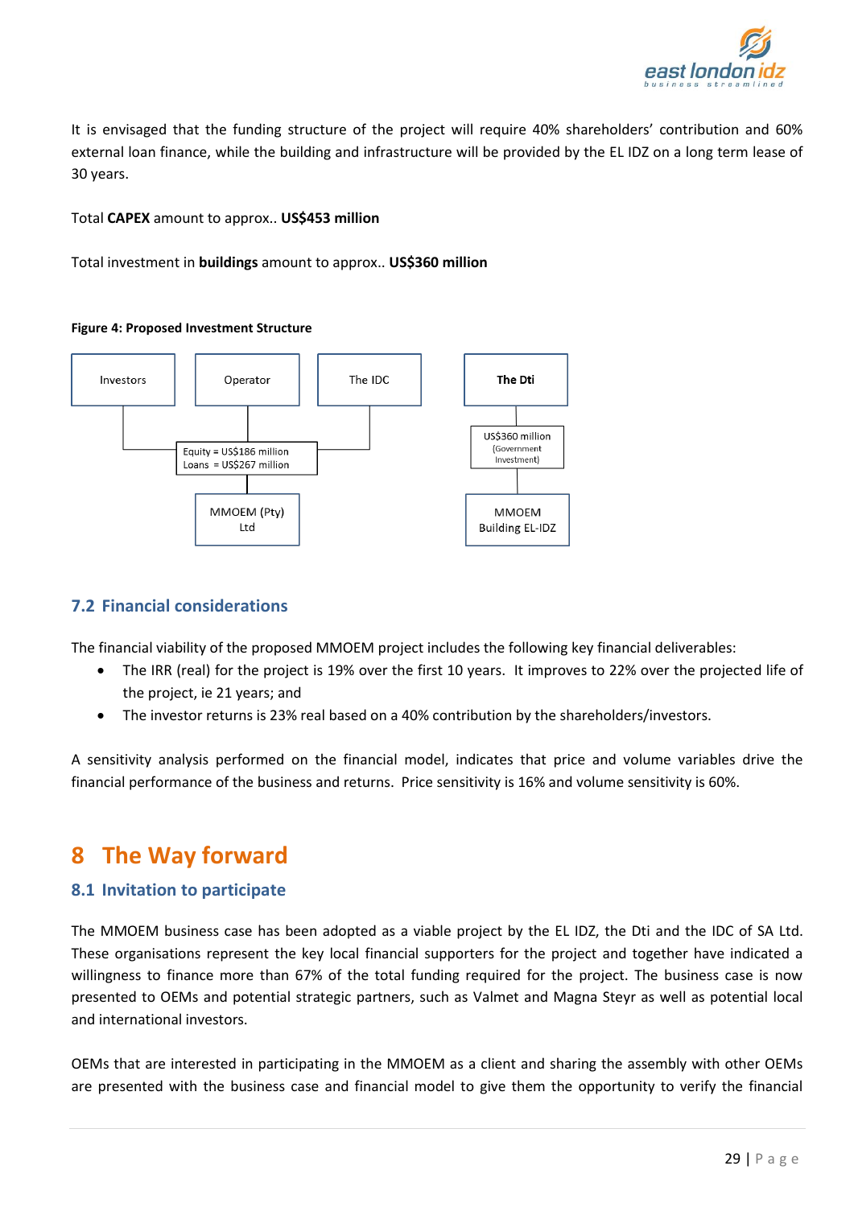It is envisaged that the funding structure of the project will require 40% shareholders' contribution and 60% external loan finance, while the building and infrastructure will be provided by the EL IDZ on a long term lease of 30 years.

Total **CAPEX** amount to approx.. **US$453 million**

Total investment in **buildings** amount to approx.. **US$360 million**

**Figure 4: Proposed Investment Structure**

Investors | Operator | The IDC → Equity = US$186 million; Loans = US$267 million → MMOEM (Pty) Ltd

**The Dti** → US$360 million (Government Investment) → MMOEM Building EL-IDZ

## 7.2 Financial considerations

The financial viability of the proposed MMOEM project includes the following key financial deliverables:

- The IRR (real) for the project is 19% over the first 10 years. It improves to 22% over the projected life of the project, ie 21 years; and
- The investor returns is 23% real based on a 40% contribution by the shareholders/investors.

A sensitivity analysis performed on the financial model, indicates that price and volume variables drive the financial performance of the business and returns. Price sensitivity is 16% and volume sensitivity is 60%.

# 8 The Way forward

## 8.1 Invitation to participate

The MMOEM business case has been adopted as a viable project by the EL IDZ, the Dti and the IDC of SA Ltd. These organisations represent the key local financial supporters for the project and together have indicated a willingness to finance more than 67% of the total funding required for the project. The business case is now presented to OEMs and potential strategic partners, such as Valmet and Magna Steyr as well as potential local and international investors.

OEMs that are interested in participating in the MMOEM as a client and sharing the assembly with other OEMs are presented with the business case and financial model to give them the opportunity to verify the financial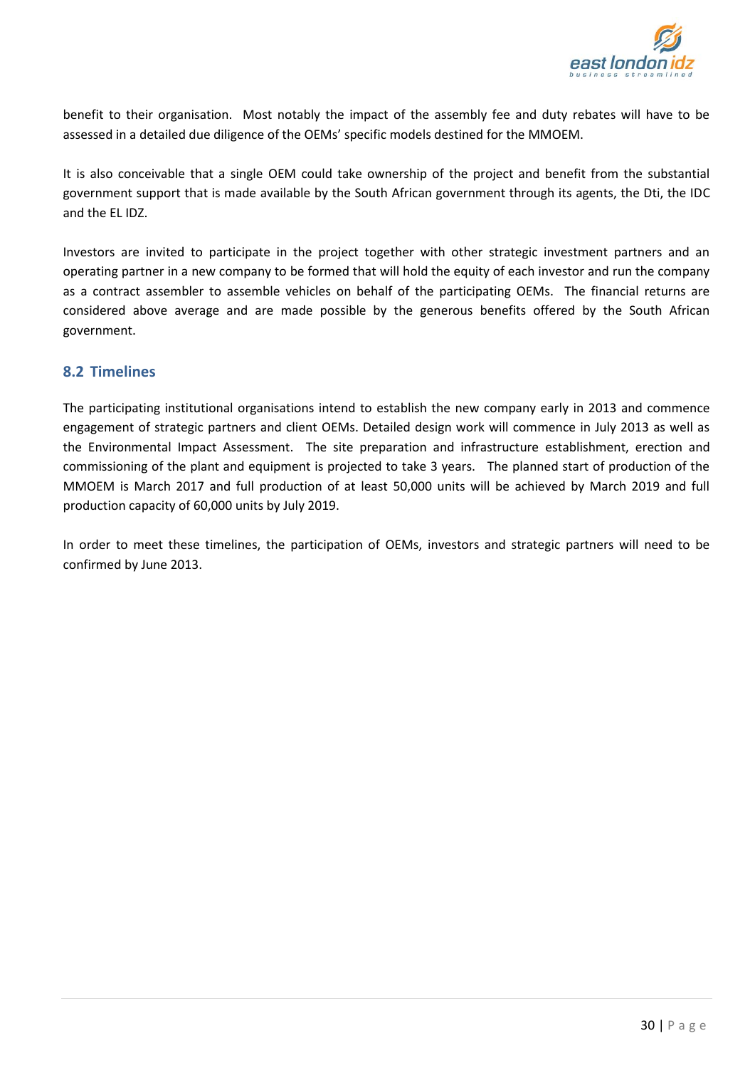benefit to their organisation. Most notably the impact of the assembly fee and duty rebates will have to be assessed in a detailed due diligence of the OEMs' specific models destined for the MMOEM.

It is also conceivable that a single OEM could take ownership of the project and benefit from the substantial government support that is made available by the South African government through its agents, the Dti, the IDC and the EL IDZ.

Investors are invited to participate in the project together with other strategic investment partners and an operating partner in a new company to be formed that will hold the equity of each investor and run the company as a contract assembler to assemble vehicles on behalf of the participating OEMs. The financial returns are considered above average and are made possible by the generous benefits offered by the South African government.

## 8.2 Timelines

The participating institutional organisations intend to establish the new company early in 2013 and commence engagement of strategic partners and client OEMs. Detailed design work will commence in July 2013 as well as the Environmental Impact Assessment. The site preparation and infrastructure establishment, erection and commissioning of the plant and equipment is projected to take 3 years. The planned start of production of the MMOEM is March 2017 and full production of at least 50,000 units will be achieved by March 2019 and full production capacity of 60,000 units by July 2019.

In order to meet these timelines, the participation of OEMs, investors and strategic partners will need to be confirmed by June 2013.